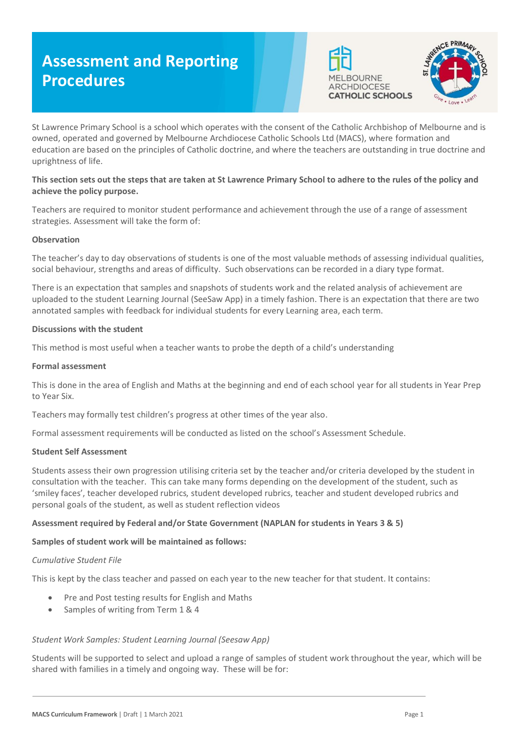# Assessment and Reporting Procedures

St Lawrence Primary School is a school which operates with the consent of the Catholic Archbishop of Melbourne and is owned, operated and governed by Melbourne Archdiocese Catholic Schools Ltd (MACS), where formation and education are based on the principles of Catholic doctrine, and where the teachers are outstanding in true doctrine and uprightness of life.

**This section sets out the steps that are taken at St Lawrence Primary School to adhere to the rules of the policy and achieve the policy purpose.**

Teachers are required to monitor student performance and achievement through the use of a range of assessment strategies. Assessment will take the form of:

**Observation**

The teacher's day to day observations of students is one of the most valuable methods of assessing individual qualities, social behaviour, strengths and areas of difficulty. Such observations can be recorded in a diary type format.

There is an expectation that samples and snapshots of students work and the related analysis of achievement are uploaded to the student Learning Journal (SeeSaw App) in a timely fashion. There is an expectation that there are two annotated samples with feedback for individual students for every Learning area, each term.

**Discussions with the student**

This method is most useful when a teacher wants to probe the depth of a child's understanding

**Formal assessment**

This is done in the area of English and Maths at the beginning and end of each school year for all students in Year Prep to Year Six.

Teachers may formally test children's progress at other times of the year also.

Formal assessment requirements will be conducted as listed on the school's Assessment Schedule.

**Student Self Assessment**

Students assess their own progression utilising criteria set by the teacher and/or criteria developed by the student in consultation with the teacher. This can take many forms depending on the development of the student, such as 'smiley faces', teacher developed rubrics, student developed rubrics, teacher and student developed rubrics and personal goals of the student, as well as student reflection videos

**Assessment required by Federal and/or State Government (NAPLAN for students in Years 3 & 5)**

**Samples of student work will be maintained as follows:**

*Cumulative Student File*

This is kept by the class teacher and passed on each year to the new teacher for that student. It contains:

- Pre and Post testing results for English and Maths
- Samples of writing from Term 1 & 4

*Student Work Samples: Student Learning Journal (Seesaw App)*

Students will be supported to select and upload a range of samples of student work throughout the year, which will be shared with families in a timely and ongoing way. These will be for: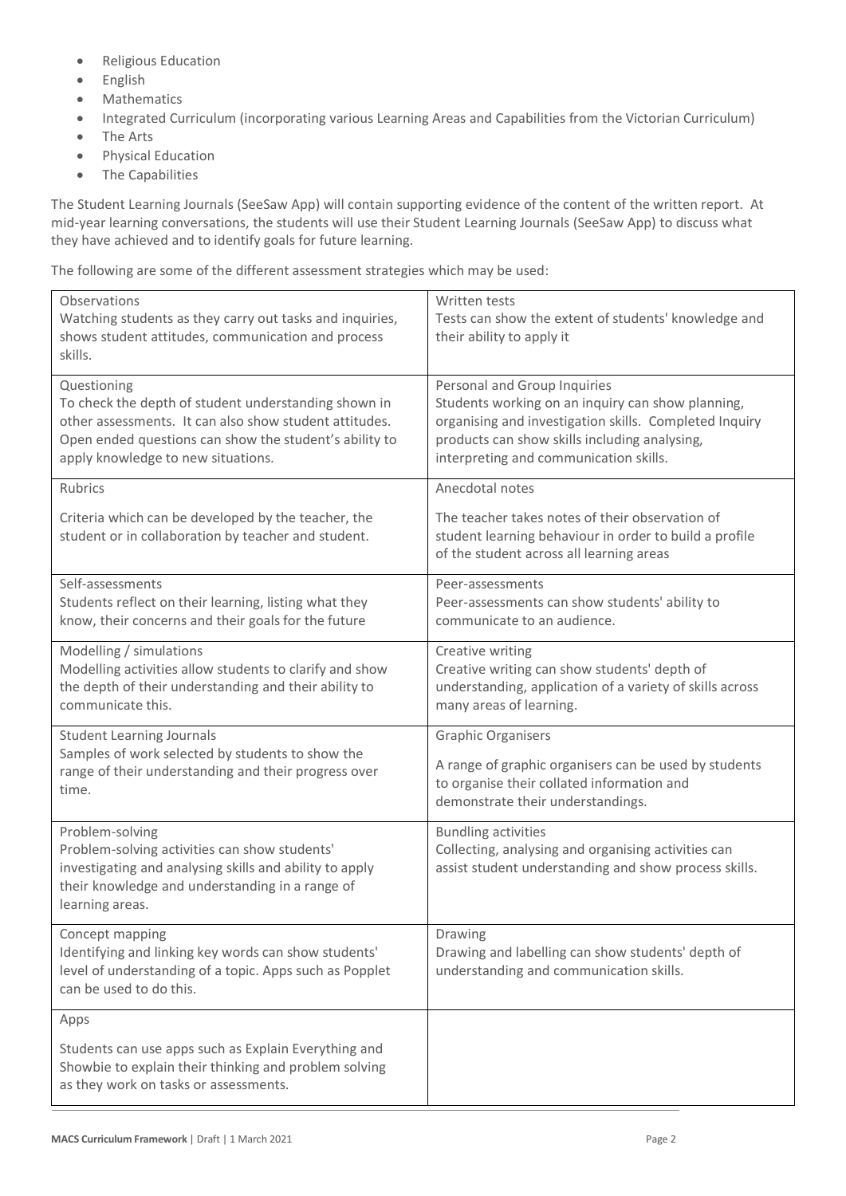- Religious Education
- English
- Mathematics
- Integrated Curriculum (incorporating various Learning Areas and Capabilities from the Victorian Curriculum)
- The Arts
- Physical Education
- The Capabilities

The Student Learning Journals (SeeSaw App) will contain supporting evidence of the content of the written report. At mid-year learning conversations, the students will use their Student Learning Journals (SeeSaw App) to discuss what they have achieved and to identify goals for future learning.

The following are some of the different assessment strategies which may be used:

| | |
|---|---|
| Observations<br>Watching students as they carry out tasks and inquiries, shows student attitudes, communication and process skills. | Written tests<br>Tests can show the extent of students' knowledge and their ability to apply it |
| Questioning<br>To check the depth of student understanding shown in other assessments. It can also show student attitudes. Open ended questions can show the student's ability to apply knowledge to new situations. | Personal and Group Inquiries<br>Students working on an inquiry can show planning, organising and investigation skills. Completed Inquiry products can show skills including analysing, interpreting and communication skills. |
| Rubrics<br>Criteria which can be developed by the teacher, the student or in collaboration by teacher and student. | Anecdotal notes<br>The teacher takes notes of their observation of student learning behaviour in order to build a profile of the student across all learning areas |
| Self-assessments<br>Students reflect on their learning, listing what they know, their concerns and their goals for the future | Peer-assessments<br>Peer-assessments can show students' ability to communicate to an audience. |
| Modelling / simulations<br>Modelling activities allow students to clarify and show the depth of their understanding and their ability to communicate this. | Creative writing<br>Creative writing can show students' depth of understanding, application of a variety of skills across many areas of learning. |
| Student Learning Journals<br>Samples of work selected by students to show the range of their understanding and their progress over time. | Graphic Organisers<br>A range of graphic organisers can be used by students to organise their collated information and demonstrate their understandings. |
| Problem-solving<br>Problem-solving activities can show students' investigating and analysing skills and ability to apply their knowledge and understanding in a range of learning areas. | Bundling activities<br>Collecting, analysing and organising activities can assist student understanding and show process skills. |
| Concept mapping<br>Identifying and linking key words can show students' level of understanding of a topic. Apps such as Popplet can be used to do this. | Drawing<br>Drawing and labelling can show students' depth of understanding and communication skills. |
| Apps<br>Students can use apps such as Explain Everything and Showbie to explain their thinking and problem solving as they work on tasks or assessments. | |